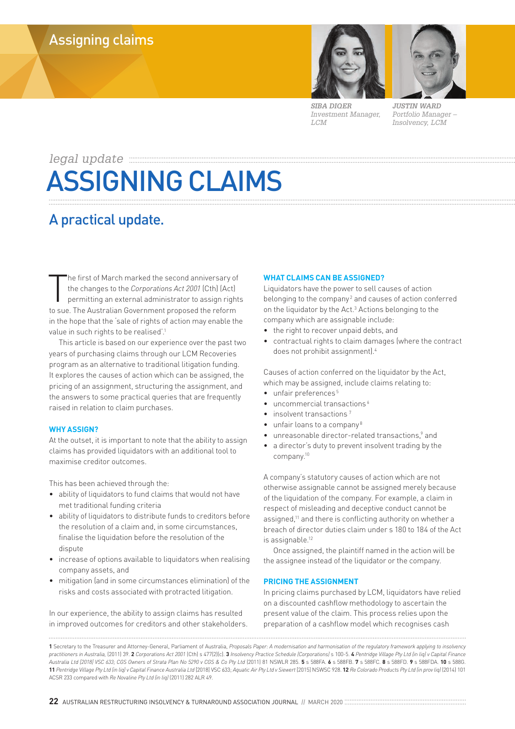SIBA DIQER
Investment Manager, LCM

JUSTIN WARD
Portfolio Manager – Insolvency, LCM

legal update

# ASSIGNING CLAIMS

## A practical update.

The first of March marked the second anniversary of the changes to the *Corporations Act 2001* (Cth) (Act) permitting an external administrator to assign rights to sue. The Australian Government proposed the reform in the hope that the 'sale of rights of action may enable the value in such rights to be realised'.[1]

This article is based on our experience over the past two years of purchasing claims through our LCM Recoveries program as an alternative to traditional litigation funding. It explores the causes of action which can be assigned, the pricing of an assignment, structuring the assignment, and the answers to some practical queries that are frequently raised in relation to claim purchases.

### WHY ASSIGN?

At the outset, it is important to note that the ability to assign claims has provided liquidators with an additional tool to maximise creditor outcomes.

This has been achieved through the:

- ability of liquidators to fund claims that would not have met traditional funding criteria
- ability of liquidators to distribute funds to creditors before the resolution of a claim and, in some circumstances, finalise the liquidation before the resolution of the dispute
- increase of options available to liquidators when realising company assets, and
- mitigation (and in some circumstances elimination) of the risks and costs associated with protracted litigation.

In our experience, the ability to assign claims has resulted in improved outcomes for creditors and other stakeholders.

### WHAT CLAIMS CAN BE ASSIGNED?

Liquidators have the power to sell causes of action belonging to the company[2] and causes of action conferred on the liquidator by the Act.[3] Actions belonging to the company which are assignable include:

- the right to recover unpaid debts, and
- contractual rights to claim damages (where the contract does not prohibit assignment).[4]

Causes of action conferred on the liquidator by the Act, which may be assigned, include claims relating to:

- unfair preferences[5]
- uncommercial transactions[6]
- insolvent transactions[7]
- unfair loans to a company[8]
- unreasonable director-related transactions,[9] and
- a director's duty to prevent insolvent trading by the company.[10]

A company's statutory causes of action which are not otherwise assignable cannot be assigned merely because of the liquidation of the company. For example, a claim in respect of misleading and deceptive conduct cannot be assigned,[11] and there is conflicting authority on whether a breach of director duties claim under s 180 to 184 of the Act is assignable.[12]

Once assigned, the plaintiff named in the action will be the assignee instead of the liquidator or the company.

### PRICING THE ASSIGNMENT

In pricing claims purchased by LCM, liquidators have relied on a discounted cashflow methodology to ascertain the present value of the claim. This process relies upon the preparation of a cashflow model which recognises cash

**1** Secretary to the Treasurer and Attorney-General, Parliament of Australia, *Proposals Paper: A modernisation and harmonisation of the regulatory framework applying to insolvency practitioners in Australia*, (2011) 39. **2** *Corporations Act 2001* (Cth) s 477(2)(c). **3** *Insolvency Practice Schedule (Corporations)* s 100-5. **4** *Pentridge Village Pty Ltd (in liq) v Capital Finance Australia Ltd* [2018] VSC 633; *CGS Owners of Strata Plan No 5290 v CGS & Co Pty Ltd* [2011] 81 NSWLR 285. **5** s 588FA. **6** s 588FB. **7** s 588FC. **8** s 588FD. **9** s 588FDA. **10** s 588G. **11** *Pentridge Village Pty Ltd (in liq) v Capital Finance Australia Ltd* [2018] VSC 633; *Aquatic Air Pty Ltd v Siewert* [2015] NSWSC 928. **12** *Re Colorado Products Pty Ltd (in prov liq)* (2014) 101 ACSR 233 compared with *Re Novaline Pty Ltd (in liq)* (2011) 282 ALR 49.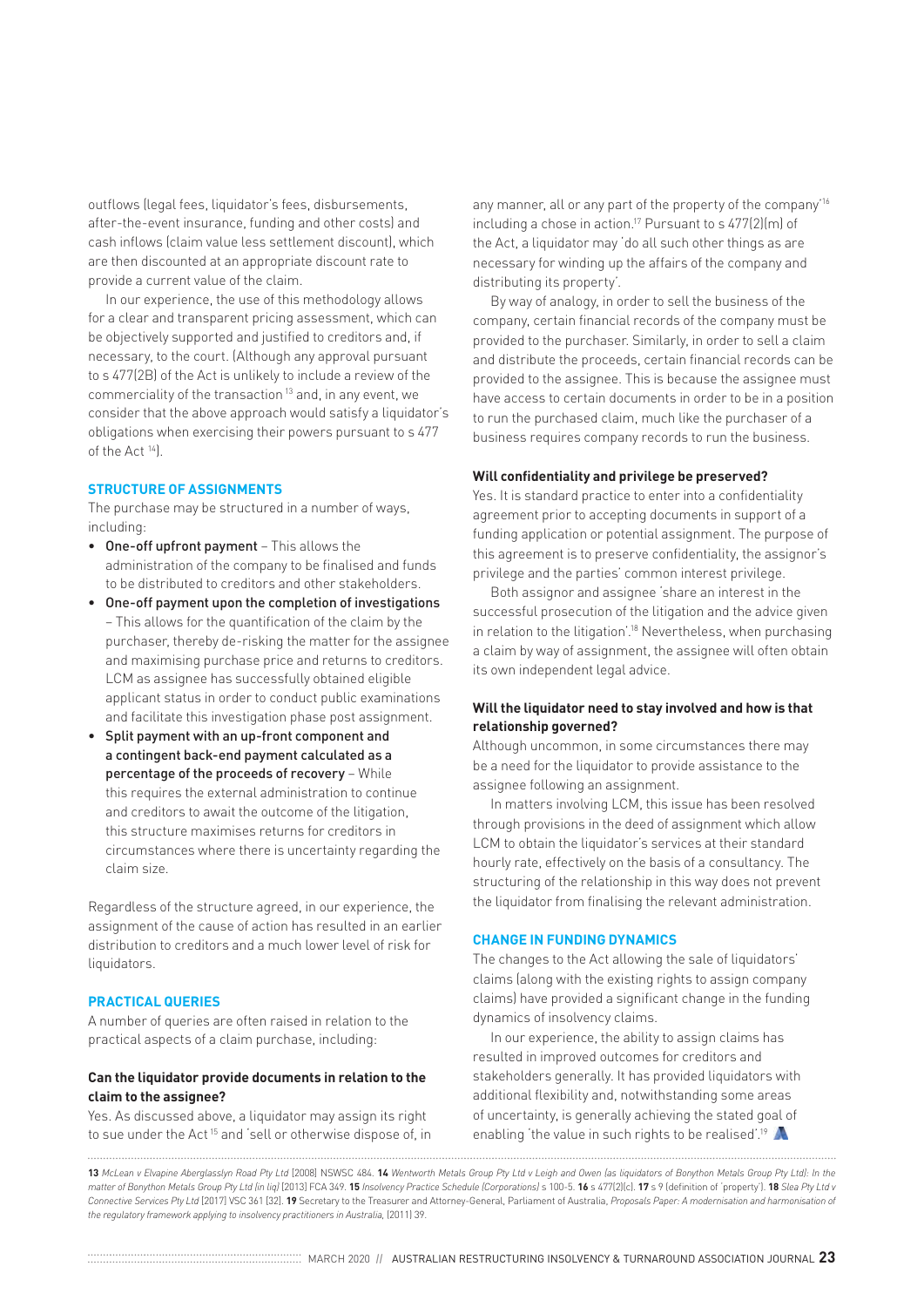outflows (legal fees, liquidator's fees, disbursements, after-the-event insurance, funding and other costs) and cash inflows (claim value less settlement discount), which are then discounted at an appropriate discount rate to provide a current value of the claim.

In our experience, the use of this methodology allows for a clear and transparent pricing assessment, which can be objectively supported and justified to creditors and, if necessary, to the court. (Although any approval pursuant to s 477(2B) of the Act is unlikely to include a review of the commerciality of the transaction [13] and, in any event, we consider that the above approach would satisfy a liquidator's obligations when exercising their powers pursuant to s 477 of the Act [14]).

## STRUCTURE OF ASSIGNMENTS

The purchase may be structured in a number of ways, including:

- **One-off upfront payment** – This allows the administration of the company to be finalised and funds to be distributed to creditors and other stakeholders.
- **One-off payment upon the completion of investigations** – This allows for the quantification of the claim by the purchaser, thereby de-risking the matter for the assignee and maximising purchase price and returns to creditors. LCM as assignee has successfully obtained eligible applicant status in order to conduct public examinations and facilitate this investigation phase post assignment.
- **Split payment with an up-front component and a contingent back-end payment calculated as a percentage of the proceeds of recovery** – While this requires the external administration to continue and creditors to await the outcome of the litigation, this structure maximises returns for creditors in circumstances where there is uncertainty regarding the claim size.

Regardless of the structure agreed, in our experience, the assignment of the cause of action has resulted in an earlier distribution to creditors and a much lower level of risk for liquidators.

## PRACTICAL QUERIES

A number of queries are often raised in relation to the practical aspects of a claim purchase, including:

### Can the liquidator provide documents in relation to the claim to the assignee?

Yes. As discussed above, a liquidator may assign its right to sue under the Act [15] and 'sell or otherwise dispose of, in any manner, all or any part of the property of the company' [16] including a chose in action.[17] Pursuant to s 477(2)(m) of the Act, a liquidator may 'do all such other things as are necessary for winding up the affairs of the company and distributing its property'.

By way of analogy, in order to sell the business of the company, certain financial records of the company must be provided to the purchaser. Similarly, in order to sell a claim and distribute the proceeds, certain financial records can be provided to the assignee. This is because the assignee must have access to certain documents in order to be in a position to run the purchased claim, much like the purchaser of a business requires company records to run the business.

### Will confidentiality and privilege be preserved?

Yes. It is standard practice to enter into a confidentiality agreement prior to accepting documents in support of a funding application or potential assignment. The purpose of this agreement is to preserve confidentiality, the assignor's privilege and the parties' common interest privilege.

Both assignor and assignee 'share an interest in the successful prosecution of the litigation and the advice given in relation to the litigation'.[18] Nevertheless, when purchasing a claim by way of assignment, the assignee will often obtain its own independent legal advice.

### Will the liquidator need to stay involved and how is that relationship governed?

Although uncommon, in some circumstances there may be a need for the liquidator to provide assistance to the assignee following an assignment.

In matters involving LCM, this issue has been resolved through provisions in the deed of assignment which allow LCM to obtain the liquidator's services at their standard hourly rate, effectively on the basis of a consultancy. The structuring of the relationship in this way does not prevent the liquidator from finalising the relevant administration.

## CHANGE IN FUNDING DYNAMICS

The changes to the Act allowing the sale of liquidators' claims (along with the existing rights to assign company claims) have provided a significant change in the funding dynamics of insolvency claims.

In our experience, the ability to assign claims has resulted in improved outcomes for creditors and stakeholders generally. It has provided liquidators with additional flexibility and, notwithstanding some areas of uncertainty, is generally achieving the stated goal of enabling 'the value in such rights to be realised'.[19]

---

**13** *McLean v Elvapine Aberglasslyn Road Pty Ltd* [2008] NSWSC 484. **14** *Wentworth Metals Group Pty Ltd v Leigh and Owen (as liquidators of Bonython Metals Group Pty Ltd): In the matter of Bonython Metals Group Pty Ltd (in liq)* [2013] FCA 349. **15** *Insolvency Practice Schedule (Corporations)* s 100-5. **16** s 477(2)(c). **17** s 9 (definition of 'property'). **18** *Slea Pty Ltd v Connective Services Pty Ltd* [2017] VSC 361 [32]. **19** Secretary to the Treasurer and Attorney-General, Parliament of Australia, *Proposals Paper: A modernisation and harmonisation of the regulatory framework applying to insolvency practitioners in Australia*, (2011) 39.